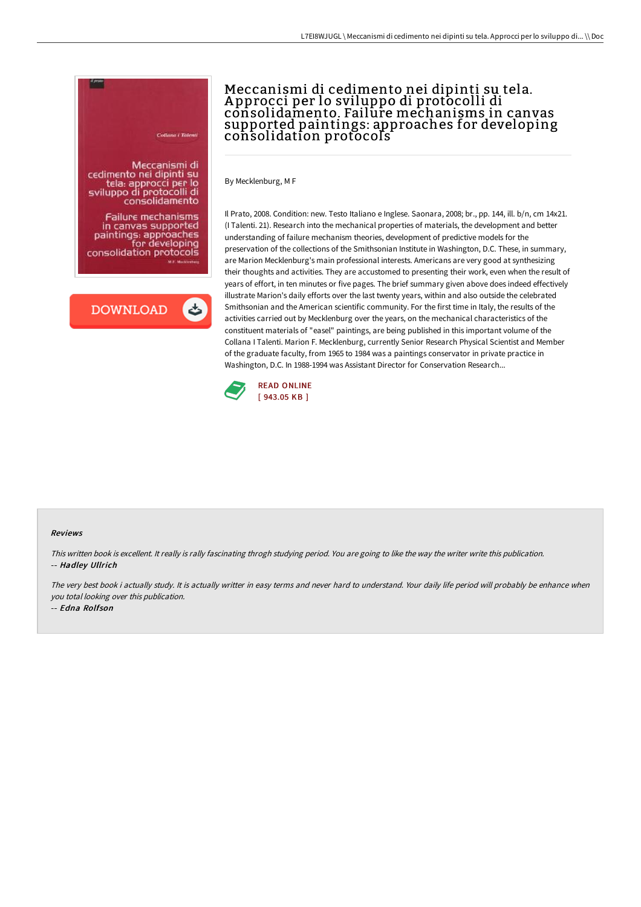# Meccanismi di cedimento nei dipinti su tela. Approcci per lo sviluppo di protocolli di consolidamento. Failure mechanisms in canvas supported paintings: approaches for developing consolidation protocols

By Mecklenburg, M F

Il Prato, 2008. Condition: new. Testo Italiano e Inglese. Saonara, 2008; br., pp. 144, ill. b/n, cm 14x21. (I Talenti. 21). Research into the mechanical properties of materials, the development and better understanding of failure mechanism theories, development of predictive models for the preservation of the collections of the Smithsonian Institute in Washington, D.C. These, in summary, are Marion Mecklenburg's main professional interests. Americans are very good at synthesizing their thoughts and activities. They are accustomed to presenting their work, even when the result of years of effort, in ten minutes or five pages. The brief summary given above does indeed effectively illustrate Marion's daily efforts over the last twenty years, within and also outside the celebrated Smithsonian and the American scientific community. For the first time in Italy, the results of the activities carried out by Mecklenburg over the years, on the mechanical characteristics of the constituent materials of "easel" paintings, are being published in this important volume of the Collana I Talenti. Marion F. Mecklenburg, currently Senior Research Physical Scientist and Member of the graduate faculty, from 1965 to 1984 was a paintings conservator in private practice in Washington, D.C. In 1988-1994 was Assistant Director for Conservation Research...

READ ONLINE
[ 943.05 KB ]

### Reviews

*This written book is excellent. It really is rally fascinating throgh studying period. You are going to like the way the writer write this publication.*
-- ***Hadley Ullrich***

*The very best book i actually study. It is actually writter in easy terms and never hard to understand. Your daily life period will probably be enhance when you total looking over this publication.*
-- ***Edna Rolfson***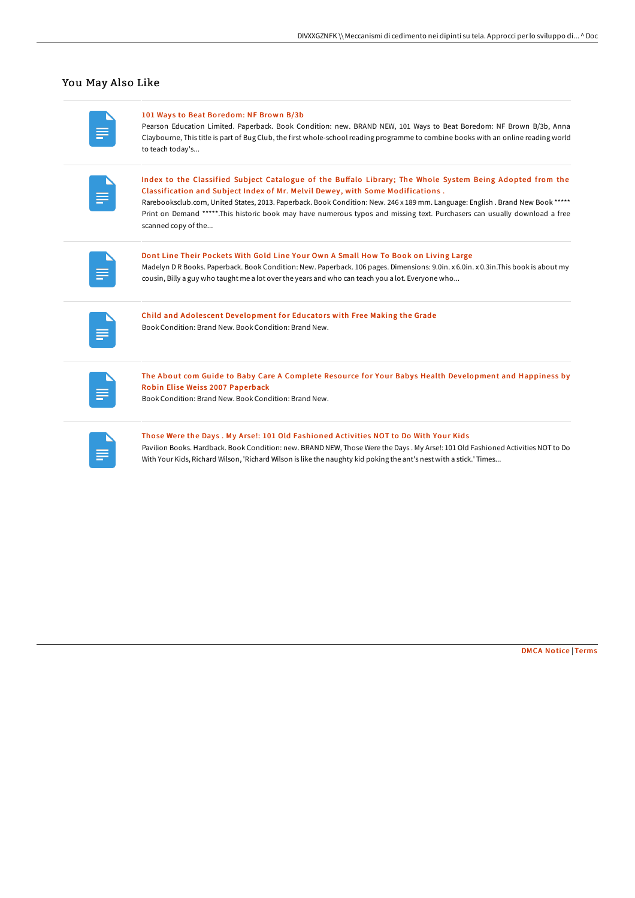## You May Also Like

### 101 Ways to Beat Boredom: NF Brown B/3b

Pearson Education Limited. Paperback. Book Condition: new. BRAND NEW, 101 Ways to Beat Boredom: NF Brown B/3b, Anna Claybourne, This title is part of Bug Club, the first whole-school reading programme to combine books with an online reading world to teach today's...

### Index to the Classified Subject Catalogue of the Buffalo Library; The Whole System Being Adopted from the Classification and Subject Index of Mr. Melvil Dewey, with Some Modifications .

Rarebooksclub.com, United States, 2013. Paperback. Book Condition: New. 246 x 189 mm. Language: English . Brand New Book ***** Print on Demand *****.This historic book may have numerous typos and missing text. Purchasers can usually download a free scanned copy of the...

### Dont Line Their Pockets With Gold Line Your Own A Small How To Book on Living Large

Madelyn D R Books. Paperback. Book Condition: New. Paperback. 106 pages. Dimensions: 9.0in. x 6.0in. x 0.3in.This book is about my cousin, Billy a guy who taught me a lot over the years and who can teach you a lot. Everyone who...

### Child and Adolescent Development for Educators with Free Making the Grade

Book Condition: Brand New. Book Condition: Brand New.

### The About com Guide to Baby Care A Complete Resource for Your Babys Health Development and Happiness by Robin Elise Weiss 2007 Paperback

Book Condition: Brand New. Book Condition: Brand New.

### Those Were the Days . My Arse!: 101 Old Fashioned Activities NOT to Do With Your Kids

Pavilion Books. Hardback. Book Condition: new. BRAND NEW, Those Were the Days . My Arse!: 101 Old Fashioned Activities NOT to Do With Your Kids, Richard Wilson, 'Richard Wilson is like the naughty kid poking the ant's nest with a stick.' Times...